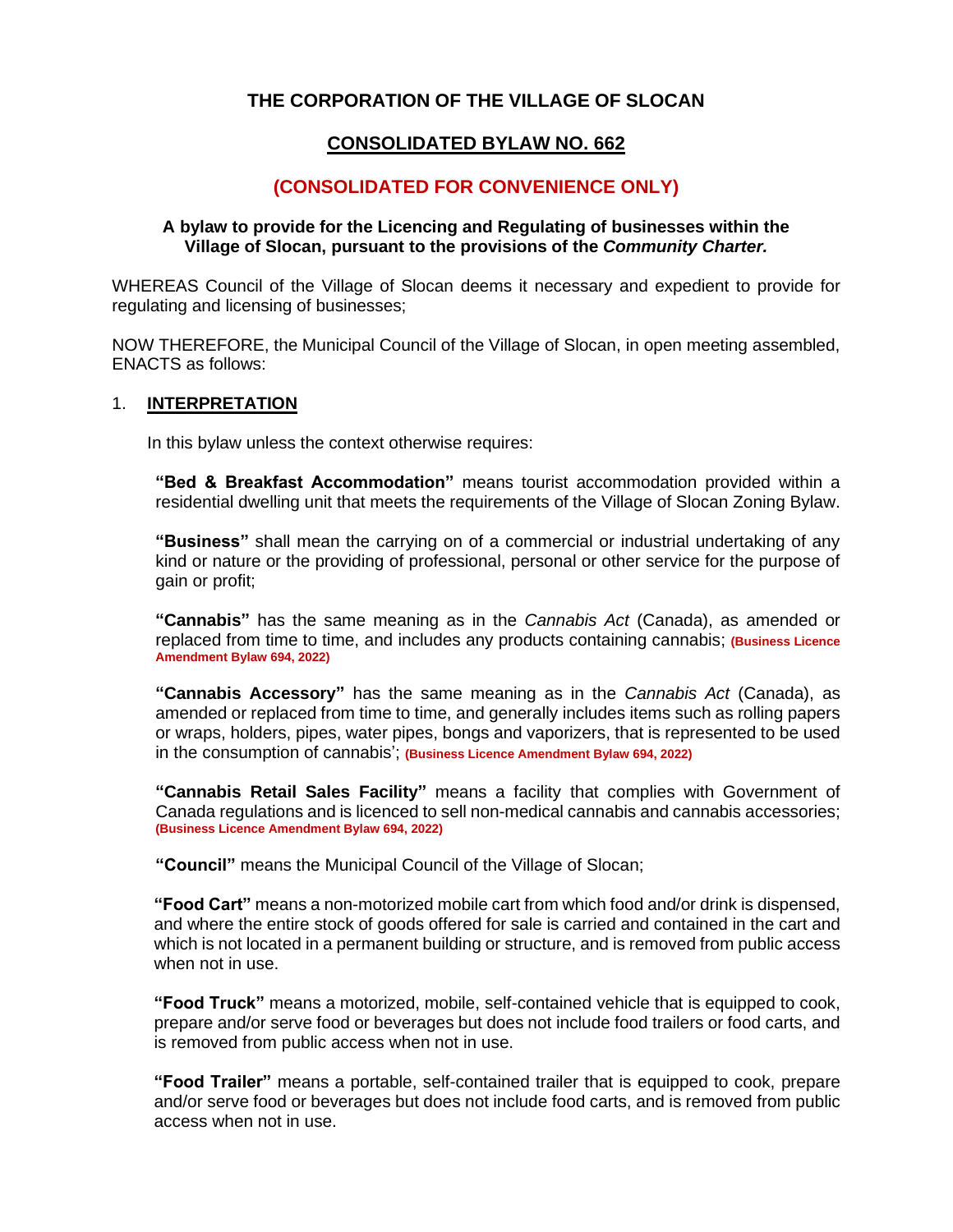# THE CORPORATION OF THE VILLAGE OF SLOCAN

## CONSOLIDATED BYLAW NO. 662

## (CONSOLIDATED FOR CONVENIENCE ONLY)

**A bylaw to provide for the Licencing and Regulating of businesses within the Village of Slocan, pursuant to the provisions of the *Community Charter.***

WHEREAS Council of the Village of Slocan deems it necessary and expedient to provide for regulating and licensing of businesses;

NOW THEREFORE, the Municipal Council of the Village of Slocan, in open meeting assembled, ENACTS as follows:

### 1. INTERPRETATION

In this bylaw unless the context otherwise requires:

**"Bed & Breakfast Accommodation"** means tourist accommodation provided within a residential dwelling unit that meets the requirements of the Village of Slocan Zoning Bylaw.

**"Business"** shall mean the carrying on of a commercial or industrial undertaking of any kind or nature or the providing of professional, personal or other service for the purpose of gain or profit;

**"Cannabis"** has the same meaning as in the *Cannabis Act* (Canada), as amended or replaced from time to time, and includes any products containing cannabis; **(Business Licence Amendment Bylaw 694, 2022)**

**"Cannabis Accessory"** has the same meaning as in the *Cannabis Act* (Canada), as amended or replaced from time to time, and generally includes items such as rolling papers or wraps, holders, pipes, water pipes, bongs and vaporizers, that is represented to be used in the consumption of cannabis'; **(Business Licence Amendment Bylaw 694, 2022)**

**"Cannabis Retail Sales Facility"** means a facility that complies with Government of Canada regulations and is licenced to sell non-medical cannabis and cannabis accessories; **(Business Licence Amendment Bylaw 694, 2022)**

**"Council"** means the Municipal Council of the Village of Slocan;

**"Food Cart"** means a non-motorized mobile cart from which food and/or drink is dispensed, and where the entire stock of goods offered for sale is carried and contained in the cart and which is not located in a permanent building or structure, and is removed from public access when not in use.

**"Food Truck"** means a motorized, mobile, self-contained vehicle that is equipped to cook, prepare and/or serve food or beverages but does not include food trailers or food carts, and is removed from public access when not in use.

**"Food Trailer"** means a portable, self-contained trailer that is equipped to cook, prepare and/or serve food or beverages but does not include food carts, and is removed from public access when not in use.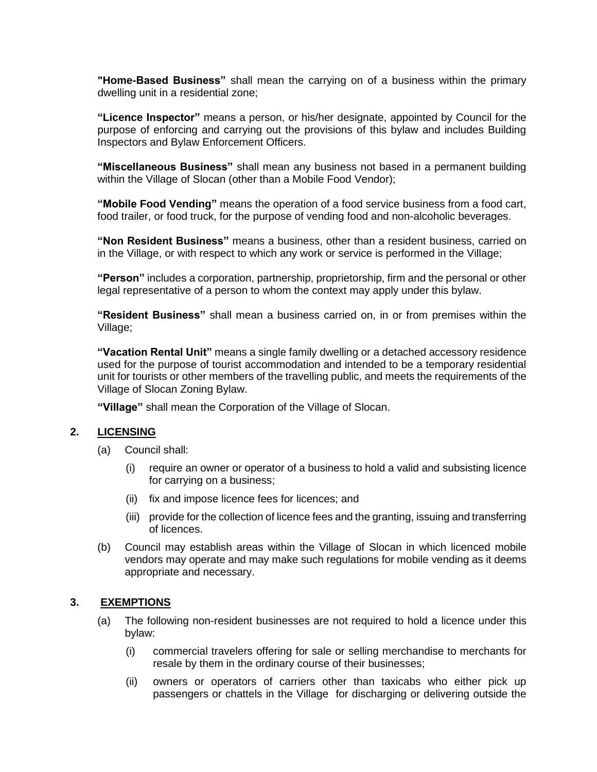**"Home-Based Business"** shall mean the carrying on of a business within the primary dwelling unit in a residential zone;

**"Licence Inspector"** means a person, or his/her designate, appointed by Council for the purpose of enforcing and carrying out the provisions of this bylaw and includes Building Inspectors and Bylaw Enforcement Officers.

**"Miscellaneous Business"** shall mean any business not based in a permanent building within the Village of Slocan (other than a Mobile Food Vendor);

**"Mobile Food Vending"** means the operation of a food service business from a food cart, food trailer, or food truck, for the purpose of vending food and non-alcoholic beverages.

**"Non Resident Business"** means a business, other than a resident business, carried on in the Village, or with respect to which any work or service is performed in the Village;

**"Person"** includes a corporation, partnership, proprietorship, firm and the personal or other legal representative of a person to whom the context may apply under this bylaw.

**"Resident Business"** shall mean a business carried on, in or from premises within the Village;

**"Vacation Rental Unit"** means a single family dwelling or a detached accessory residence used for the purpose of tourist accommodation and intended to be a temporary residential unit for tourists or other members of the travelling public, and meets the requirements of the Village of Slocan Zoning Bylaw.

**"Village"** shall mean the Corporation of the Village of Slocan.

## 2. LICENSING

(a) Council shall:

(i) require an owner or operator of a business to hold a valid and subsisting licence for carrying on a business;

(ii) fix and impose licence fees for licences; and

(iii) provide for the collection of licence fees and the granting, issuing and transferring of licences.

(b) Council may establish areas within the Village of Slocan in which licenced mobile vendors may operate and may make such regulations for mobile vending as it deems appropriate and necessary.

## 3. EXEMPTIONS

(a) The following non-resident businesses are not required to hold a licence under this bylaw:

(i) commercial travelers offering for sale or selling merchandise to merchants for resale by them in the ordinary course of their businesses;

(ii) owners or operators of carriers other than taxicabs who either pick up passengers or chattels in the Village for discharging or delivering outside the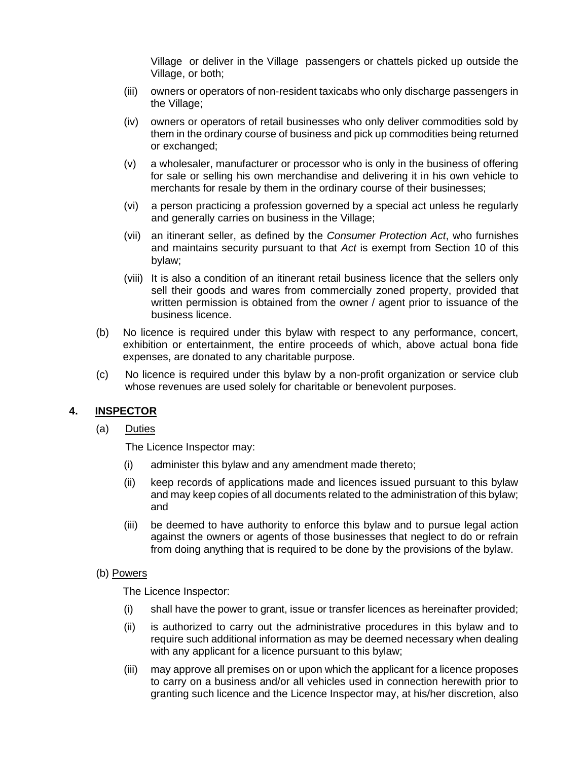Village or deliver in the Village passengers or chattels picked up outside the Village, or both;

(iii) owners or operators of non-resident taxicabs who only discharge passengers in the Village;

(iv) owners or operators of retail businesses who only deliver commodities sold by them in the ordinary course of business and pick up commodities being returned or exchanged;

(v) a wholesaler, manufacturer or processor who is only in the business of offering for sale or selling his own merchandise and delivering it in his own vehicle to merchants for resale by them in the ordinary course of their businesses;

(vi) a person practicing a profession governed by a special act unless he regularly and generally carries on business in the Village;

(vii) an itinerant seller, as defined by the *Consumer Protection Act*, who furnishes and maintains security pursuant to that *Act* is exempt from Section 10 of this bylaw;

(viii) It is also a condition of an itinerant retail business licence that the sellers only sell their goods and wares from commercially zoned property, provided that written permission is obtained from the owner / agent prior to issuance of the business licence.

(b) No licence is required under this bylaw with respect to any performance, concert, exhibition or entertainment, the entire proceeds of which, above actual bona fide expenses, are donated to any charitable purpose.

(c) No licence is required under this bylaw by a non-profit organization or service club whose revenues are used solely for charitable or benevolent purposes.

## 4. INSPECTOR

(a) Duties

The Licence Inspector may:

(i) administer this bylaw and any amendment made thereto;

(ii) keep records of applications made and licences issued pursuant to this bylaw and may keep copies of all documents related to the administration of this bylaw; and

(iii) be deemed to have authority to enforce this bylaw and to pursue legal action against the owners or agents of those businesses that neglect to do or refrain from doing anything that is required to be done by the provisions of the bylaw.

(b) Powers

The Licence Inspector:

(i) shall have the power to grant, issue or transfer licences as hereinafter provided;

(ii) is authorized to carry out the administrative procedures in this bylaw and to require such additional information as may be deemed necessary when dealing with any applicant for a licence pursuant to this bylaw;

(iii) may approve all premises on or upon which the applicant for a licence proposes to carry on a business and/or all vehicles used in connection herewith prior to granting such licence and the Licence Inspector may, at his/her discretion, also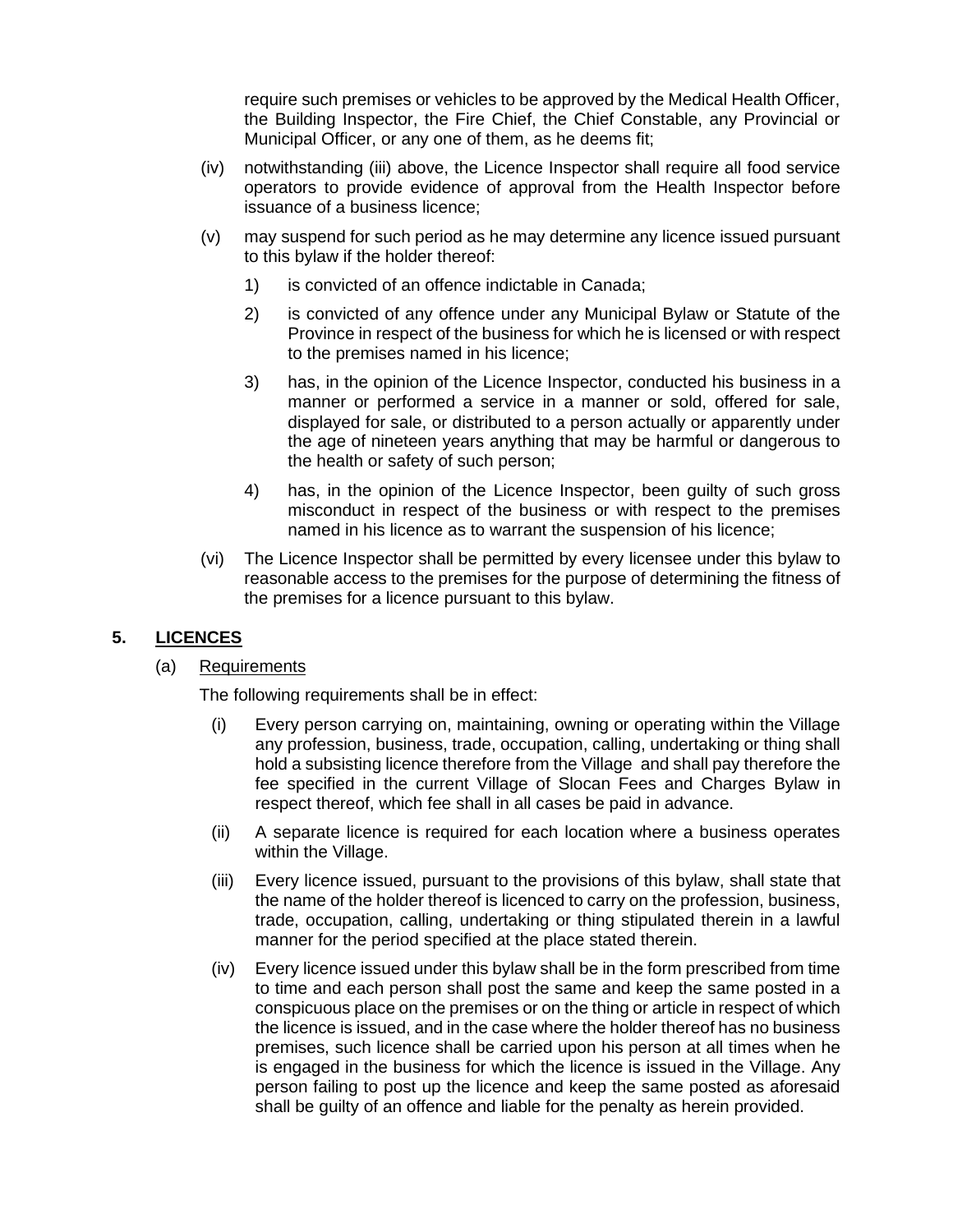require such premises or vehicles to be approved by the Medical Health Officer, the Building Inspector, the Fire Chief, the Chief Constable, any Provincial or Municipal Officer, or any one of them, as he deems fit;

(iv) notwithstanding (iii) above, the Licence Inspector shall require all food service operators to provide evidence of approval from the Health Inspector before issuance of a business licence;

(v) may suspend for such period as he may determine any licence issued pursuant to this bylaw if the holder thereof:

1) is convicted of an offence indictable in Canada;

2) is convicted of any offence under any Municipal Bylaw or Statute of the Province in respect of the business for which he is licensed or with respect to the premises named in his licence;

3) has, in the opinion of the Licence Inspector, conducted his business in a manner or performed a service in a manner or sold, offered for sale, displayed for sale, or distributed to a person actually or apparently under the age of nineteen years anything that may be harmful or dangerous to the health or safety of such person;

4) has, in the opinion of the Licence Inspector, been guilty of such gross misconduct in respect of the business or with respect to the premises named in his licence as to warrant the suspension of his licence;

(vi) The Licence Inspector shall be permitted by every licensee under this bylaw to reasonable access to the premises for the purpose of determining the fitness of the premises for a licence pursuant to this bylaw.

## 5. LICENCES

(a) Requirements

The following requirements shall be in effect:

(i) Every person carrying on, maintaining, owning or operating within the Village any profession, business, trade, occupation, calling, undertaking or thing shall hold a subsisting licence therefore from the Village and shall pay therefore the fee specified in the current Village of Slocan Fees and Charges Bylaw in respect thereof, which fee shall in all cases be paid in advance.

(ii) A separate licence is required for each location where a business operates within the Village.

(iii) Every licence issued, pursuant to the provisions of this bylaw, shall state that the name of the holder thereof is licenced to carry on the profession, business, trade, occupation, calling, undertaking or thing stipulated therein in a lawful manner for the period specified at the place stated therein.

(iv) Every licence issued under this bylaw shall be in the form prescribed from time to time and each person shall post the same and keep the same posted in a conspicuous place on the premises or on the thing or article in respect of which the licence is issued, and in the case where the holder thereof has no business premises, such licence shall be carried upon his person at all times when he is engaged in the business for which the licence is issued in the Village. Any person failing to post up the licence and keep the same posted as aforesaid shall be guilty of an offence and liable for the penalty as herein provided.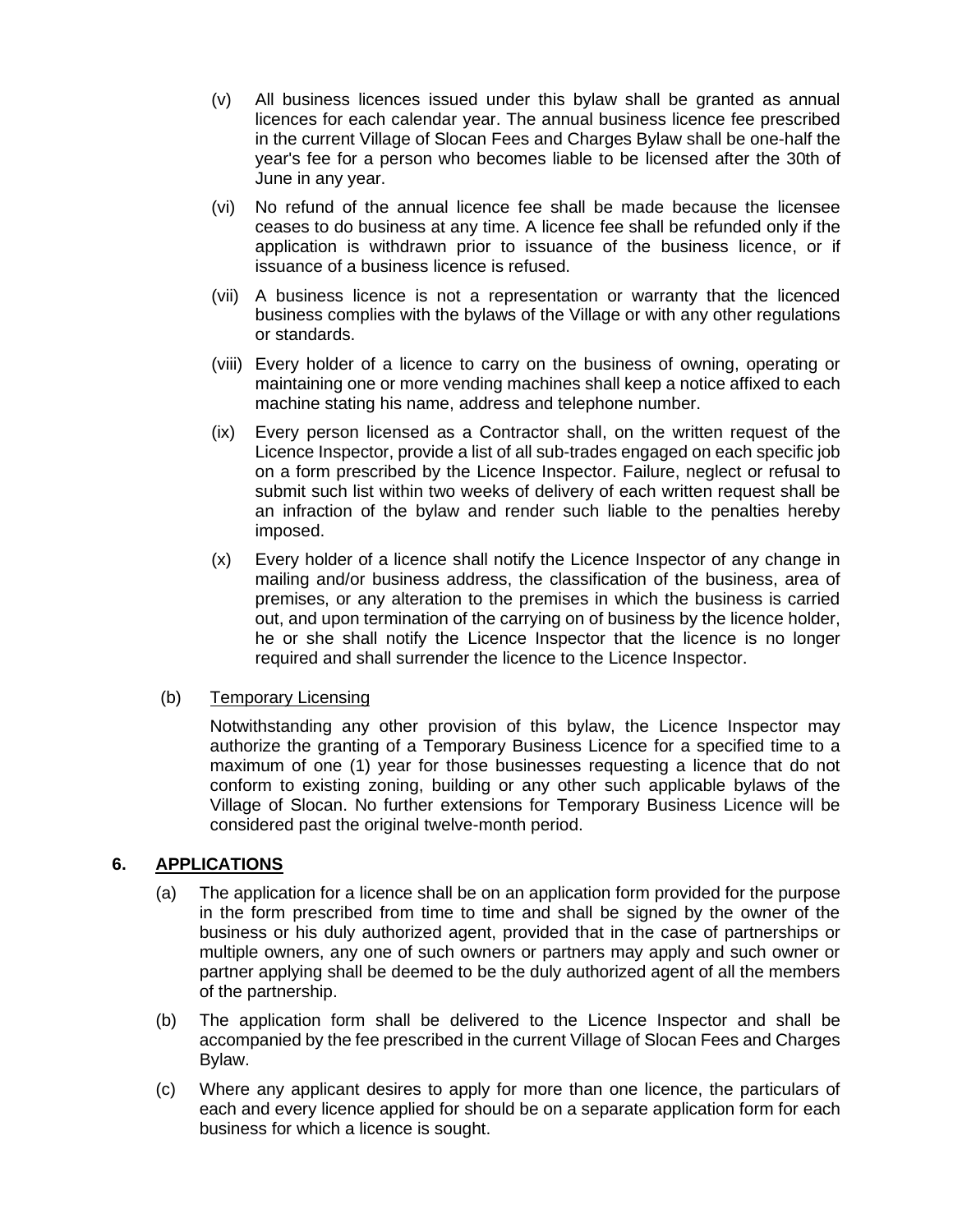(v) All business licences issued under this bylaw shall be granted as annual licences for each calendar year. The annual business licence fee prescribed in the current Village of Slocan Fees and Charges Bylaw shall be one-half the year's fee for a person who becomes liable to be licensed after the 30th of June in any year.

(vi) No refund of the annual licence fee shall be made because the licensee ceases to do business at any time. A licence fee shall be refunded only if the application is withdrawn prior to issuance of the business licence, or if issuance of a business licence is refused.

(vii) A business licence is not a representation or warranty that the licenced business complies with the bylaws of the Village or with any other regulations or standards.

(viii) Every holder of a licence to carry on the business of owning, operating or maintaining one or more vending machines shall keep a notice affixed to each machine stating his name, address and telephone number.

(ix) Every person licensed as a Contractor shall, on the written request of the Licence Inspector, provide a list of all sub-trades engaged on each specific job on a form prescribed by the Licence Inspector. Failure, neglect or refusal to submit such list within two weeks of delivery of each written request shall be an infraction of the bylaw and render such liable to the penalties hereby imposed.

(x) Every holder of a licence shall notify the Licence Inspector of any change in mailing and/or business address, the classification of the business, area of premises, or any alteration to the premises in which the business is carried out, and upon termination of the carrying on of business by the licence holder, he or she shall notify the Licence Inspector that the licence is no longer required and shall surrender the licence to the Licence Inspector.

(b) Temporary Licensing

Notwithstanding any other provision of this bylaw, the Licence Inspector may authorize the granting of a Temporary Business Licence for a specified time to a maximum of one (1) year for those businesses requesting a licence that do not conform to existing zoning, building or any other such applicable bylaws of the Village of Slocan. No further extensions for Temporary Business Licence will be considered past the original twelve-month period.

## 6. APPLICATIONS

(a) The application for a licence shall be on an application form provided for the purpose in the form prescribed from time to time and shall be signed by the owner of the business or his duly authorized agent, provided that in the case of partnerships or multiple owners, any one of such owners or partners may apply and such owner or partner applying shall be deemed to be the duly authorized agent of all the members of the partnership.

(b) The application form shall be delivered to the Licence Inspector and shall be accompanied by the fee prescribed in the current Village of Slocan Fees and Charges Bylaw.

(c) Where any applicant desires to apply for more than one licence, the particulars of each and every licence applied for should be on a separate application form for each business for which a licence is sought.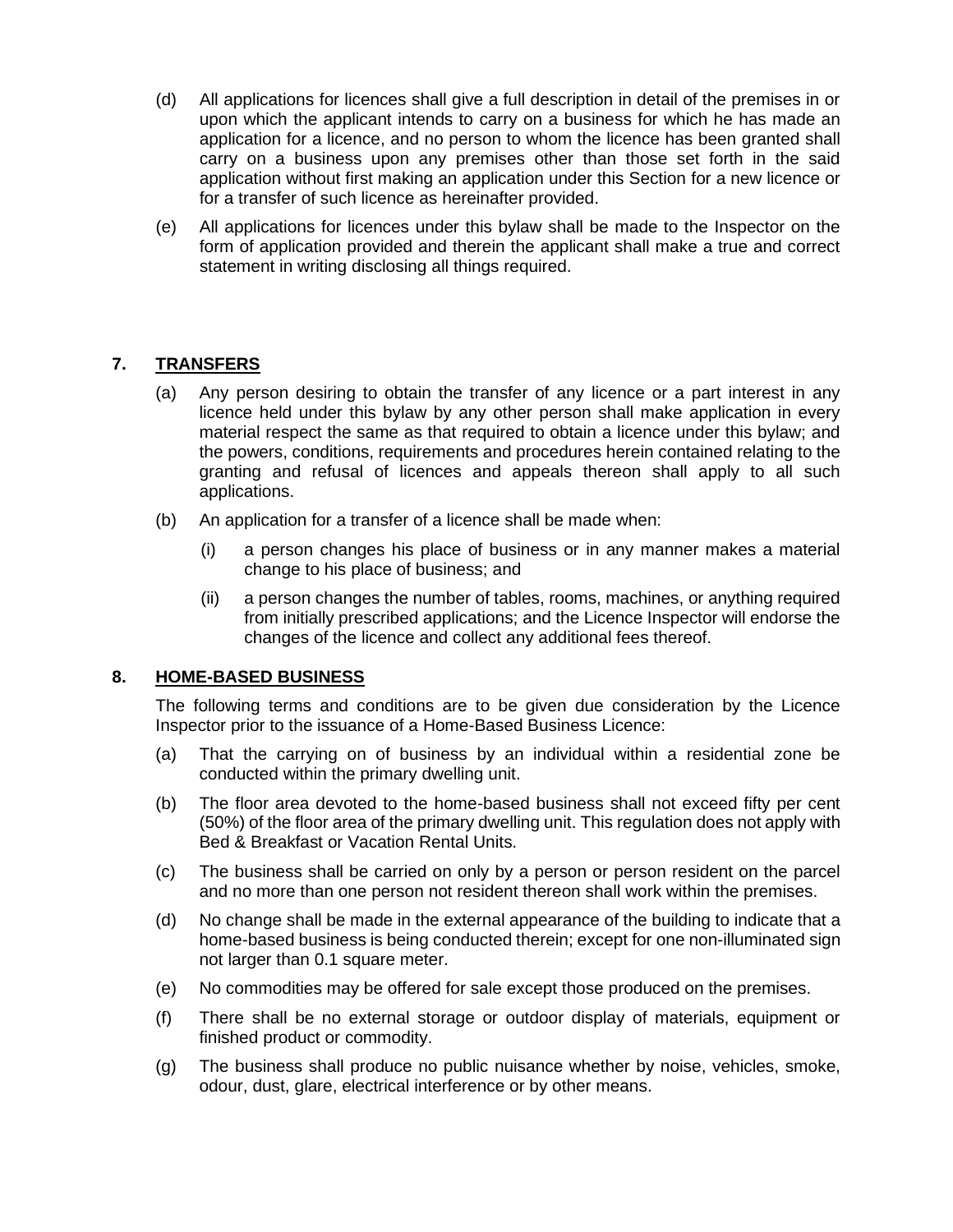(d) All applications for licences shall give a full description in detail of the premises in or upon which the applicant intends to carry on a business for which he has made an application for a licence, and no person to whom the licence has been granted shall carry on a business upon any premises other than those set forth in the said application without first making an application under this Section for a new licence or for a transfer of such licence as hereinafter provided.

(e) All applications for licences under this bylaw shall be made to the Inspector on the form of application provided and therein the applicant shall make a true and correct statement in writing disclosing all things required.

## 7. TRANSFERS

(a) Any person desiring to obtain the transfer of any licence or a part interest in any licence held under this bylaw by any other person shall make application in every material respect the same as that required to obtain a licence under this bylaw; and the powers, conditions, requirements and procedures herein contained relating to the granting and refusal of licences and appeals thereon shall apply to all such applications.

(b) An application for a transfer of a licence shall be made when:

   (i) a person changes his place of business or in any manner makes a material change to his place of business; and

   (ii) a person changes the number of tables, rooms, machines, or anything required from initially prescribed applications; and the Licence Inspector will endorse the changes of the licence and collect any additional fees thereof.

## 8. HOME-BASED BUSINESS

The following terms and conditions are to be given due consideration by the Licence Inspector prior to the issuance of a Home-Based Business Licence:

(a) That the carrying on of business by an individual within a residential zone be conducted within the primary dwelling unit.

(b) The floor area devoted to the home-based business shall not exceed fifty per cent (50%) of the floor area of the primary dwelling unit. This regulation does not apply with Bed & Breakfast or Vacation Rental Units.

(c) The business shall be carried on only by a person or person resident on the parcel and no more than one person not resident thereon shall work within the premises.

(d) No change shall be made in the external appearance of the building to indicate that a home-based business is being conducted therein; except for one non-illuminated sign not larger than 0.1 square meter.

(e) No commodities may be offered for sale except those produced on the premises.

(f) There shall be no external storage or outdoor display of materials, equipment or finished product or commodity.

(g) The business shall produce no public nuisance whether by noise, vehicles, smoke, odour, dust, glare, electrical interference or by other means.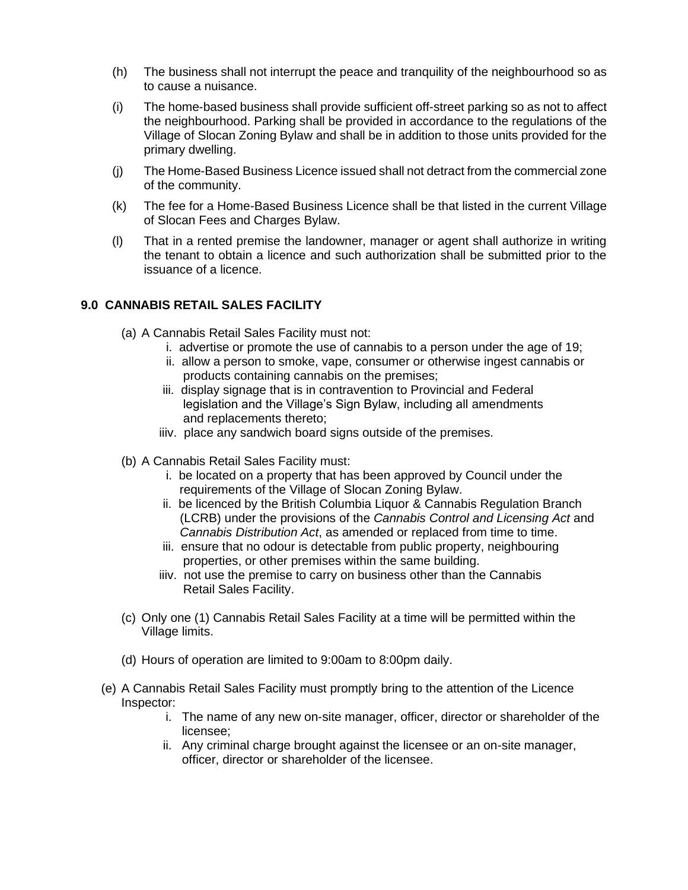(h) The business shall not interrupt the peace and tranquility of the neighbourhood so as to cause a nuisance.

(i) The home-based business shall provide sufficient off-street parking so as not to affect the neighbourhood. Parking shall be provided in accordance to the regulations of the Village of Slocan Zoning Bylaw and shall be in addition to those units provided for the primary dwelling.

(j) The Home-Based Business Licence issued shall not detract from the commercial zone of the community.

(k) The fee for a Home-Based Business Licence shall be that listed in the current Village of Slocan Fees and Charges Bylaw.

(l) That in a rented premise the landowner, manager or agent shall authorize in writing the tenant to obtain a licence and such authorization shall be submitted prior to the issuance of a licence.

## 9.0 CANNABIS RETAIL SALES FACILITY

(a) A Cannabis Retail Sales Facility must not:

i. advertise or promote the use of cannabis to a person under the age of 19;

ii. allow a person to smoke, vape, consumer or otherwise ingest cannabis or products containing cannabis on the premises;

iii. display signage that is in contravention to Provincial and Federal legislation and the Village's Sign Bylaw, including all amendments and replacements thereto;

iiiv. place any sandwich board signs outside of the premises.

(b) A Cannabis Retail Sales Facility must:

i. be located on a property that has been approved by Council under the requirements of the Village of Slocan Zoning Bylaw.

ii. be licenced by the British Columbia Liquor & Cannabis Regulation Branch (LCRB) under the provisions of the *Cannabis Control and Licensing Act* and *Cannabis Distribution Act*, as amended or replaced from time to time.

iii. ensure that no odour is detectable from public property, neighbouring properties, or other premises within the same building.

iiiv. not use the premise to carry on business other than the Cannabis Retail Sales Facility.

(c) Only one (1) Cannabis Retail Sales Facility at a time will be permitted within the Village limits.

(d) Hours of operation are limited to 9:00am to 8:00pm daily.

(e) A Cannabis Retail Sales Facility must promptly bring to the attention of the Licence Inspector:

i. The name of any new on-site manager, officer, director or shareholder of the licensee;

ii. Any criminal charge brought against the licensee or an on-site manager, officer, director or shareholder of the licensee.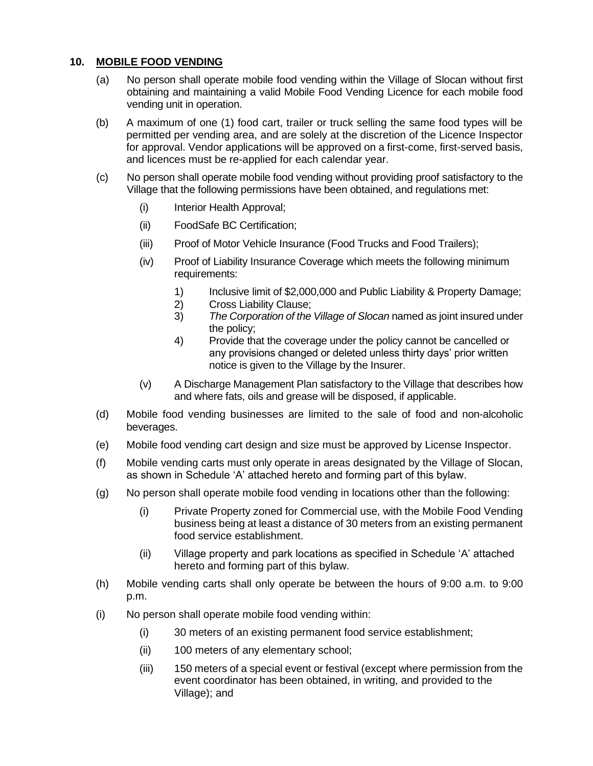## 10. MOBILE FOOD VENDING

(a) No person shall operate mobile food vending within the Village of Slocan without first obtaining and maintaining a valid Mobile Food Vending Licence for each mobile food vending unit in operation.

(b) A maximum of one (1) food cart, trailer or truck selling the same food types will be permitted per vending area, and are solely at the discretion of the Licence Inspector for approval. Vendor applications will be approved on a first-come, first-served basis, and licences must be re-applied for each calendar year.

(c) No person shall operate mobile food vending without providing proof satisfactory to the Village that the following permissions have been obtained, and regulations met:

- (i) Interior Health Approval;
- (ii) FoodSafe BC Certification;
- (iii) Proof of Motor Vehicle Insurance (Food Trucks and Food Trailers);
- (iv) Proof of Liability Insurance Coverage which meets the following minimum requirements:
  1) Inclusive limit of $2,000,000 and Public Liability & Property Damage;
  2) Cross Liability Clause;
  3) *The Corporation of the Village of Slocan* named as joint insured under the policy;
  4) Provide that the coverage under the policy cannot be cancelled or any provisions changed or deleted unless thirty days' prior written notice is given to the Village by the Insurer.
- (v) A Discharge Management Plan satisfactory to the Village that describes how and where fats, oils and grease will be disposed, if applicable.

(d) Mobile food vending businesses are limited to the sale of food and non-alcoholic beverages.

(e) Mobile food vending cart design and size must be approved by License Inspector.

(f) Mobile vending carts must only operate in areas designated by the Village of Slocan, as shown in Schedule 'A' attached hereto and forming part of this bylaw.

(g) No person shall operate mobile food vending in locations other than the following:

- (i) Private Property zoned for Commercial use, with the Mobile Food Vending business being at least a distance of 30 meters from an existing permanent food service establishment.
- (ii) Village property and park locations as specified in Schedule 'A' attached hereto and forming part of this bylaw.

(h) Mobile vending carts shall only operate be between the hours of 9:00 a.m. to 9:00 p.m.

(i) No person shall operate mobile food vending within:

- (i) 30 meters of an existing permanent food service establishment;
- (ii) 100 meters of any elementary school;
- (iii) 150 meters of a special event or festival (except where permission from the event coordinator has been obtained, in writing, and provided to the Village); and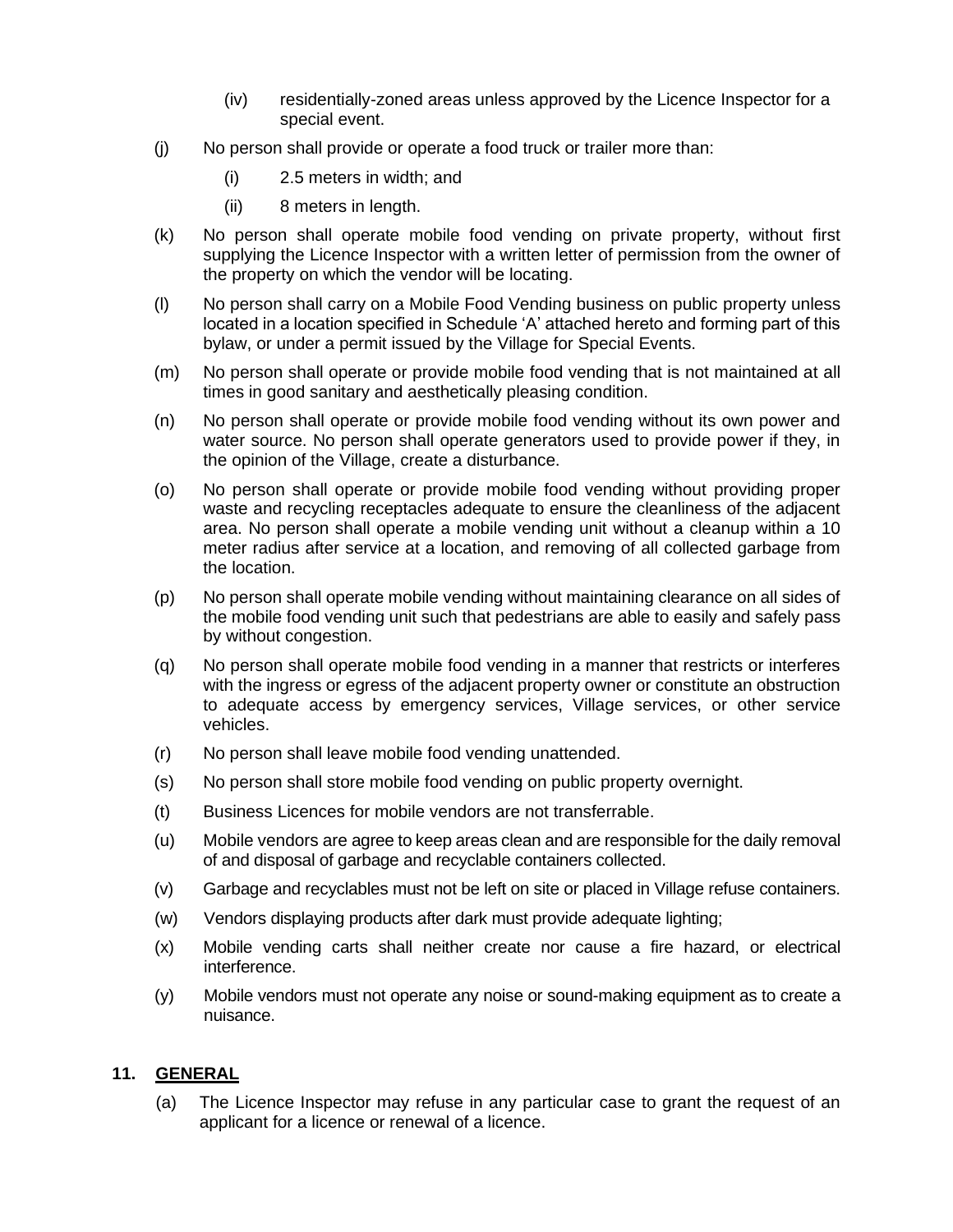(iv) residentially-zoned areas unless approved by the Licence Inspector for a special event.

(j) No person shall provide or operate a food truck or trailer more than:

(i) 2.5 meters in width; and

(ii) 8 meters in length.

(k) No person shall operate mobile food vending on private property, without first supplying the Licence Inspector with a written letter of permission from the owner of the property on which the vendor will be locating.

(l) No person shall carry on a Mobile Food Vending business on public property unless located in a location specified in Schedule 'A' attached hereto and forming part of this bylaw, or under a permit issued by the Village for Special Events.

(m) No person shall operate or provide mobile food vending that is not maintained at all times in good sanitary and aesthetically pleasing condition.

(n) No person shall operate or provide mobile food vending without its own power and water source. No person shall operate generators used to provide power if they, in the opinion of the Village, create a disturbance.

(o) No person shall operate or provide mobile food vending without providing proper waste and recycling receptacles adequate to ensure the cleanliness of the adjacent area. No person shall operate a mobile vending unit without a cleanup within a 10 meter radius after service at a location, and removing of all collected garbage from the location.

(p) No person shall operate mobile vending without maintaining clearance on all sides of the mobile food vending unit such that pedestrians are able to easily and safely pass by without congestion.

(q) No person shall operate mobile food vending in a manner that restricts or interferes with the ingress or egress of the adjacent property owner or constitute an obstruction to adequate access by emergency services, Village services, or other service vehicles.

(r) No person shall leave mobile food vending unattended.

(s) No person shall store mobile food vending on public property overnight.

(t) Business Licences for mobile vendors are not transferrable.

(u) Mobile vendors are agree to keep areas clean and are responsible for the daily removal of and disposal of garbage and recyclable containers collected.

(v) Garbage and recyclables must not be left on site or placed in Village refuse containers.

(w) Vendors displaying products after dark must provide adequate lighting;

(x) Mobile vending carts shall neither create nor cause a fire hazard, or electrical interference.

(y) Mobile vendors must not operate any noise or sound-making equipment as to create a nuisance.

## 11. GENERAL

(a) The Licence Inspector may refuse in any particular case to grant the request of an applicant for a licence or renewal of a licence.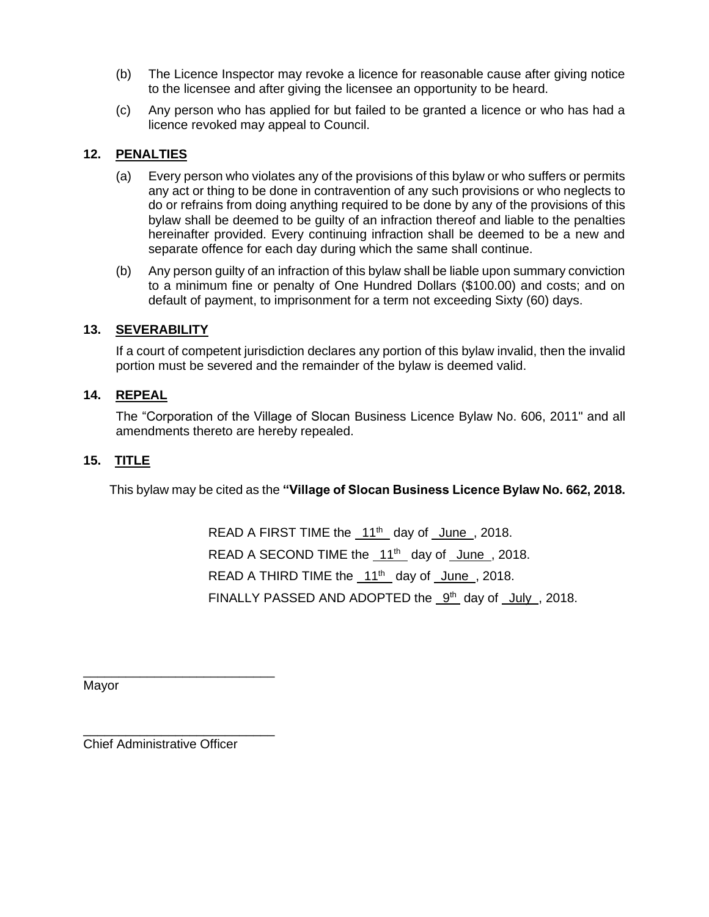(b) The Licence Inspector may revoke a licence for reasonable cause after giving notice to the licensee and after giving the licensee an opportunity to be heard.

(c) Any person who has applied for but failed to be granted a licence or who has had a licence revoked may appeal to Council.

## 12. PENALTIES

(a) Every person who violates any of the provisions of this bylaw or who suffers or permits any act or thing to be done in contravention of any such provisions or who neglects to do or refrains from doing anything required to be done by any of the provisions of this bylaw shall be deemed to be guilty of an infraction thereof and liable to the penalties hereinafter provided. Every continuing infraction shall be deemed to be a new and separate offence for each day during which the same shall continue.

(b) Any person guilty of an infraction of this bylaw shall be liable upon summary conviction to a minimum fine or penalty of One Hundred Dollars ($100.00) and costs; and on default of payment, to imprisonment for a term not exceeding Sixty (60) days.

## 13. SEVERABILITY

If a court of competent jurisdiction declares any portion of this bylaw invalid, then the invalid portion must be severed and the remainder of the bylaw is deemed valid.

## 14. REPEAL

The "Corporation of the Village of Slocan Business Licence Bylaw No. 606, 2011" and all amendments thereto are hereby repealed.

## 15. TITLE

This bylaw may be cited as the **"Village of Slocan Business Licence Bylaw No. 662, 2018.**

READ A FIRST TIME the 11th day of June, 2018.

READ A SECOND TIME the 11th day of June, 2018.

READ A THIRD TIME the 11th day of June, 2018.

FINALLY PASSED AND ADOPTED the 9th day of July, 2018.

___________________________
Mayor

___________________________
Chief Administrative Officer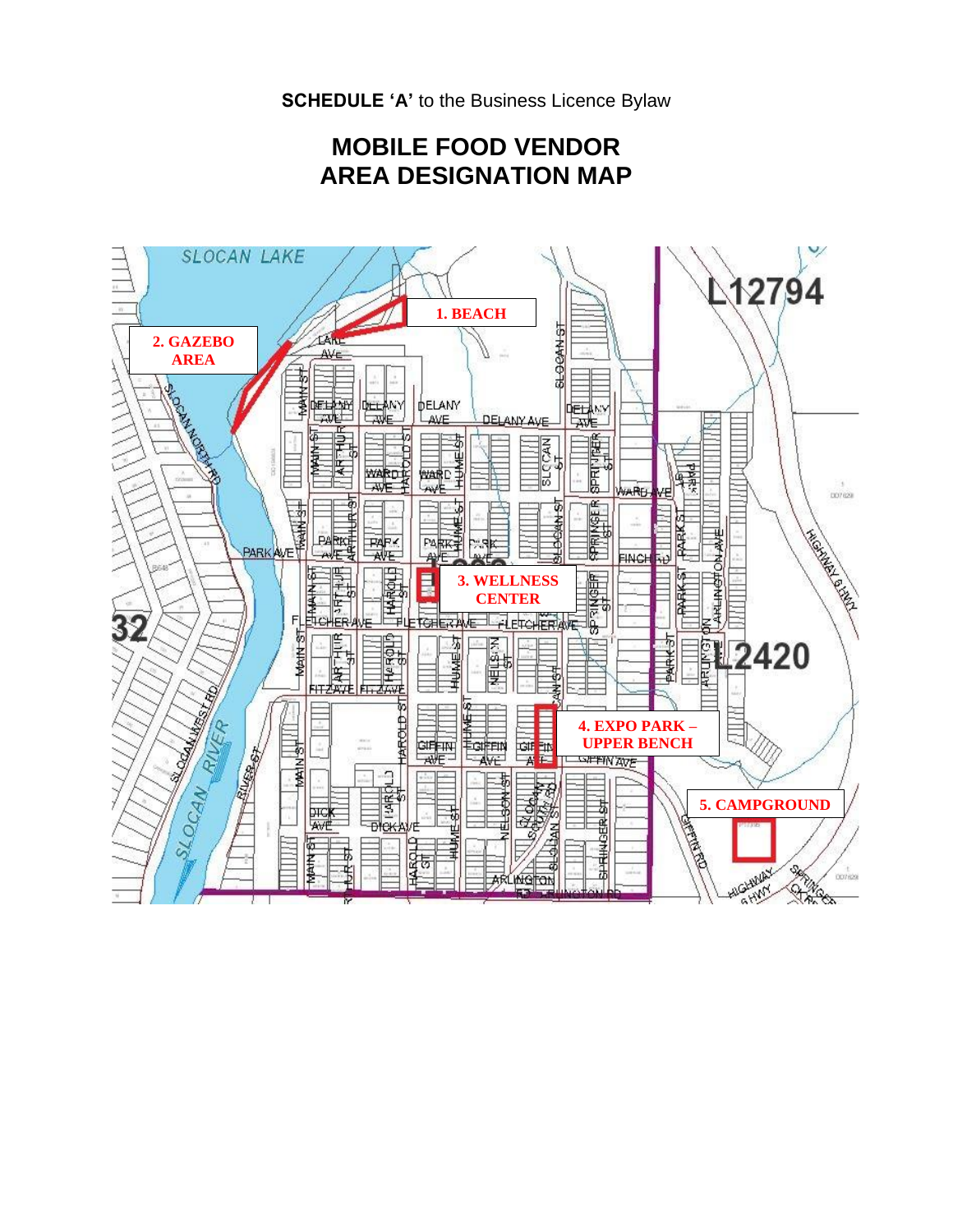**SCHEDULE 'A'** to the Business Licence Bylaw

# MOBILE FOOD VENDOR
# AREA DESIGNATION MAP

1. BEACH

2. GAZEBO AREA

3. WELLNESS CENTER

4. EXPO PARK – UPPER BENCH

5. CAMPGROUND